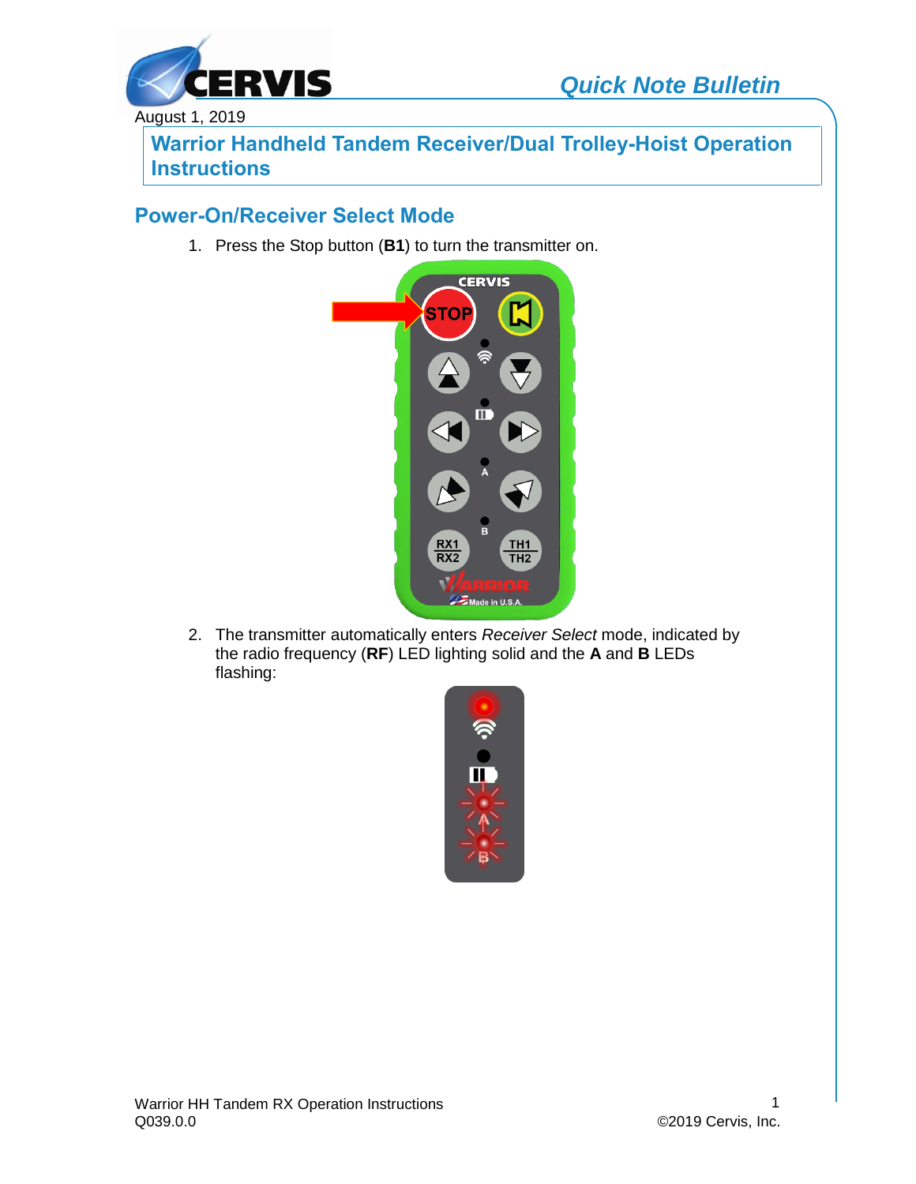Quick Note Bulletin

August 1, 2019

# Warrior Handheld Tandem Receiver/Dual Trolley-Hoist Operation Instructions

## Power-On/Receiver Select Mode

1. Press the Stop button (**B1**) to turn the transmitter on.

2. The transmitter automatically enters *Receiver Select* mode, indicated by the radio frequency (**RF**) LED lighting solid and the **A** and **B** LEDs flashing: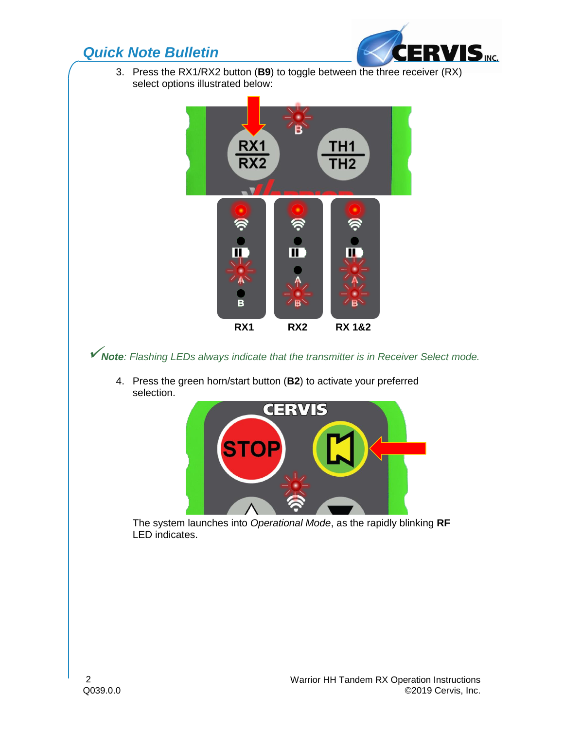3. Press the RX1/RX2 button (**B9**) to toggle between the three receiver (RX) select options illustrated below:

RX1 RX2 RX 1&2

✓***Note***: *Flashing LEDs always indicate that the transmitter is in Receiver Select mode.*

4. Press the green horn/start button (**B2**) to activate your preferred selection.

The system launches into *Operational Mode*, as the rapidly blinking **RF** LED indicates.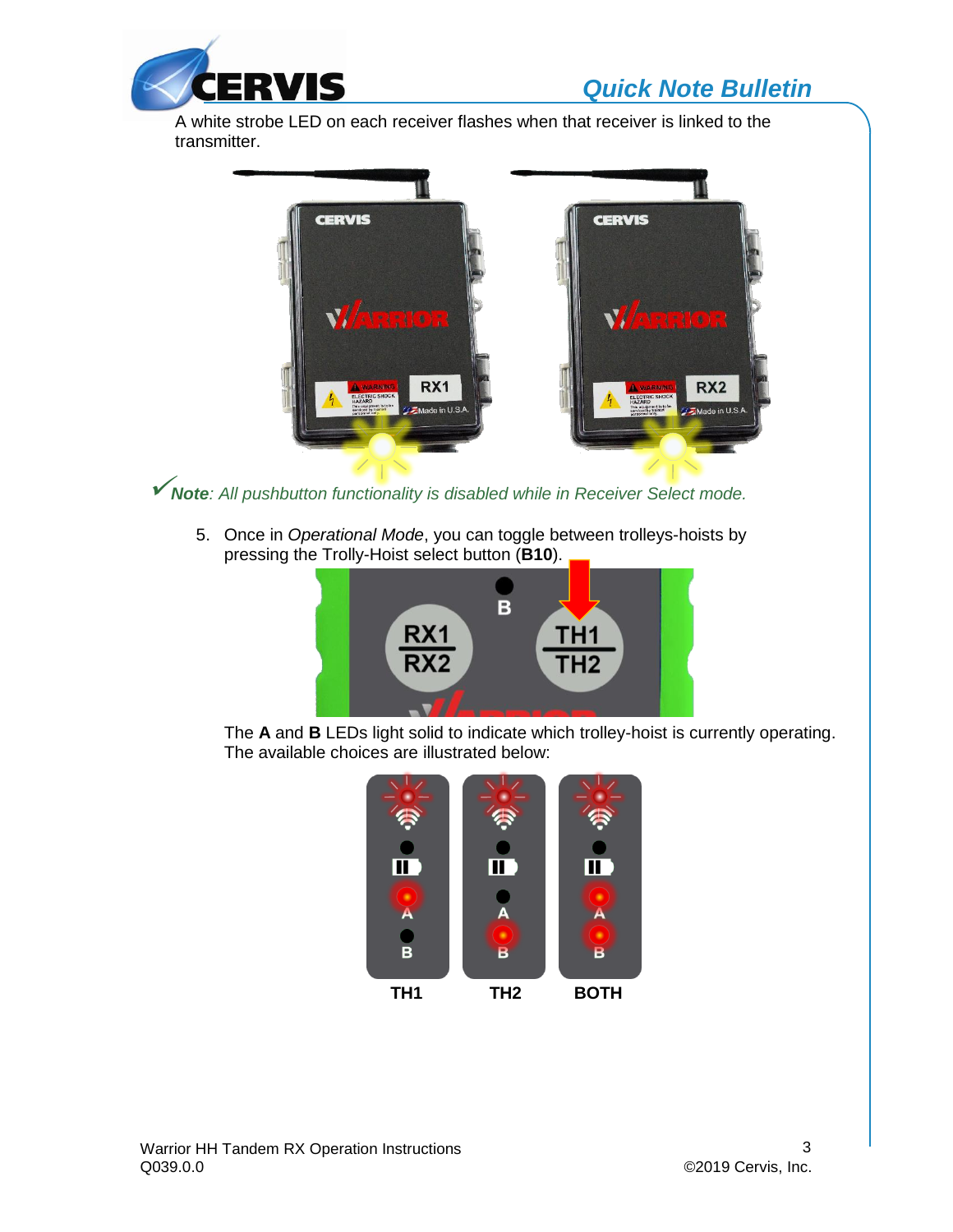A white strobe LED on each receiver flashes when that receiver is linked to the transmitter.

✓***Note****: All pushbutton functionality is disabled while in Receiver Select mode.*

5. Once in *Operational Mode*, you can toggle between trolleys-hoists by pressing the Trolly-Hoist select button (**B10**).

   The **A** and **B** LEDs light solid to indicate which trolley-hoist is currently operating. The available choices are illustrated below:

   **TH1** **TH2** **BOTH**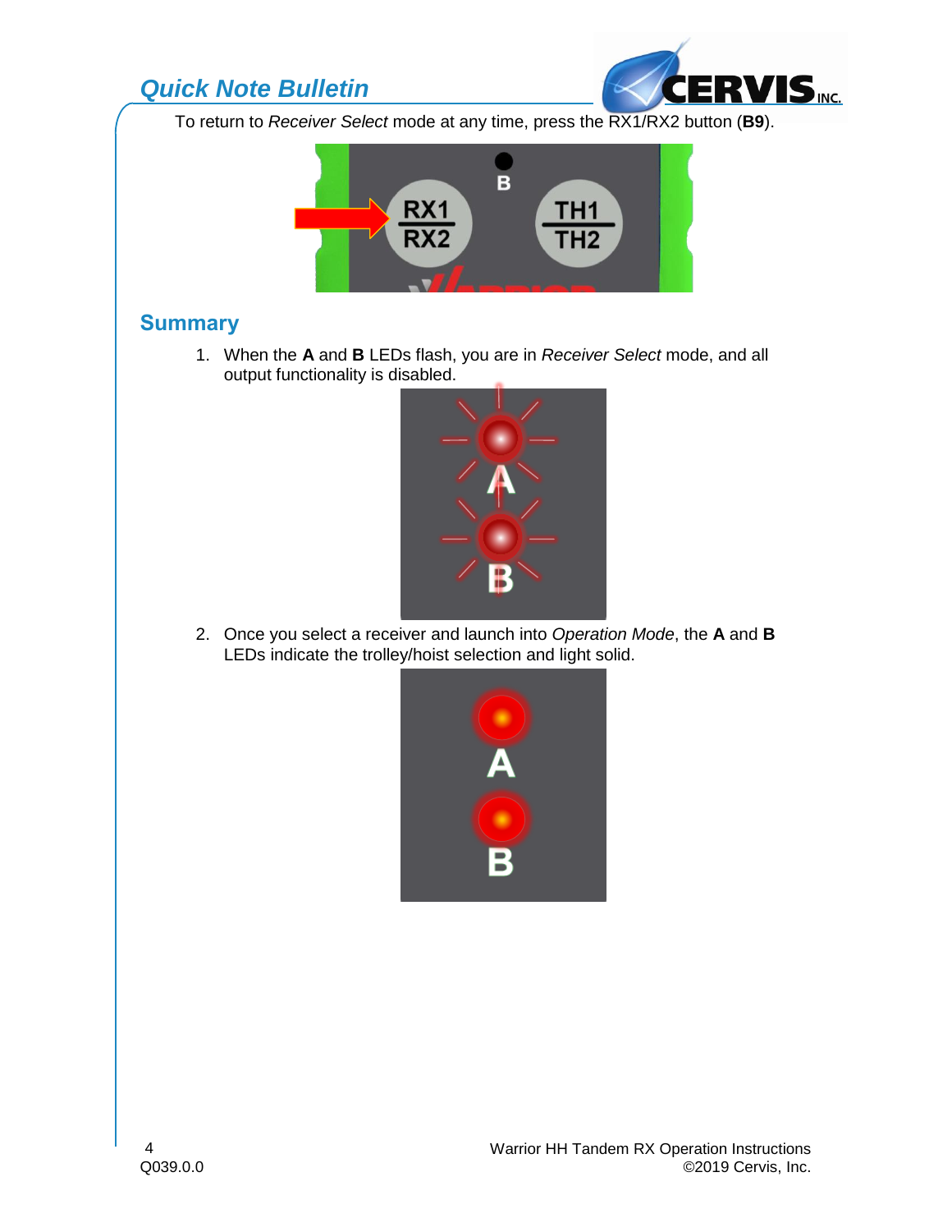To return to *Receiver Select* mode at any time, press the RX1/RX2 button (**B9**).

## Summary

1. When the **A** and **B** LEDs flash, you are in *Receiver Select* mode, and all output functionality is disabled.

2. Once you select a receiver and launch into *Operation Mode*, the **A** and **B** LEDs indicate the trolley/hoist selection and light solid.